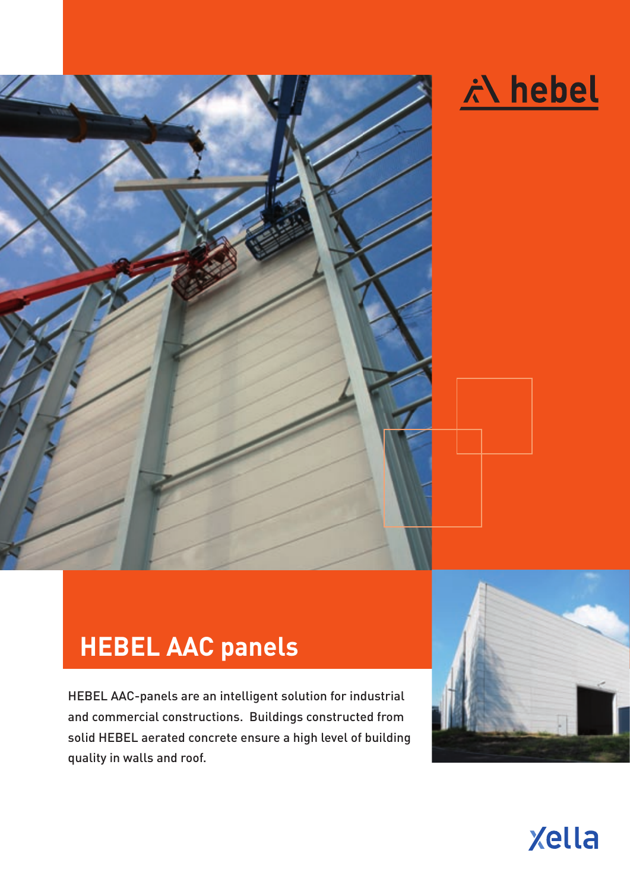hebel

# HEBEL AAC panels

HEBEL AAC-panels are an intelligent solution for industrial and commercial constructions. Buildings constructed from solid HEBEL aerated concrete ensure a high level of building quality in walls and roof.

Xella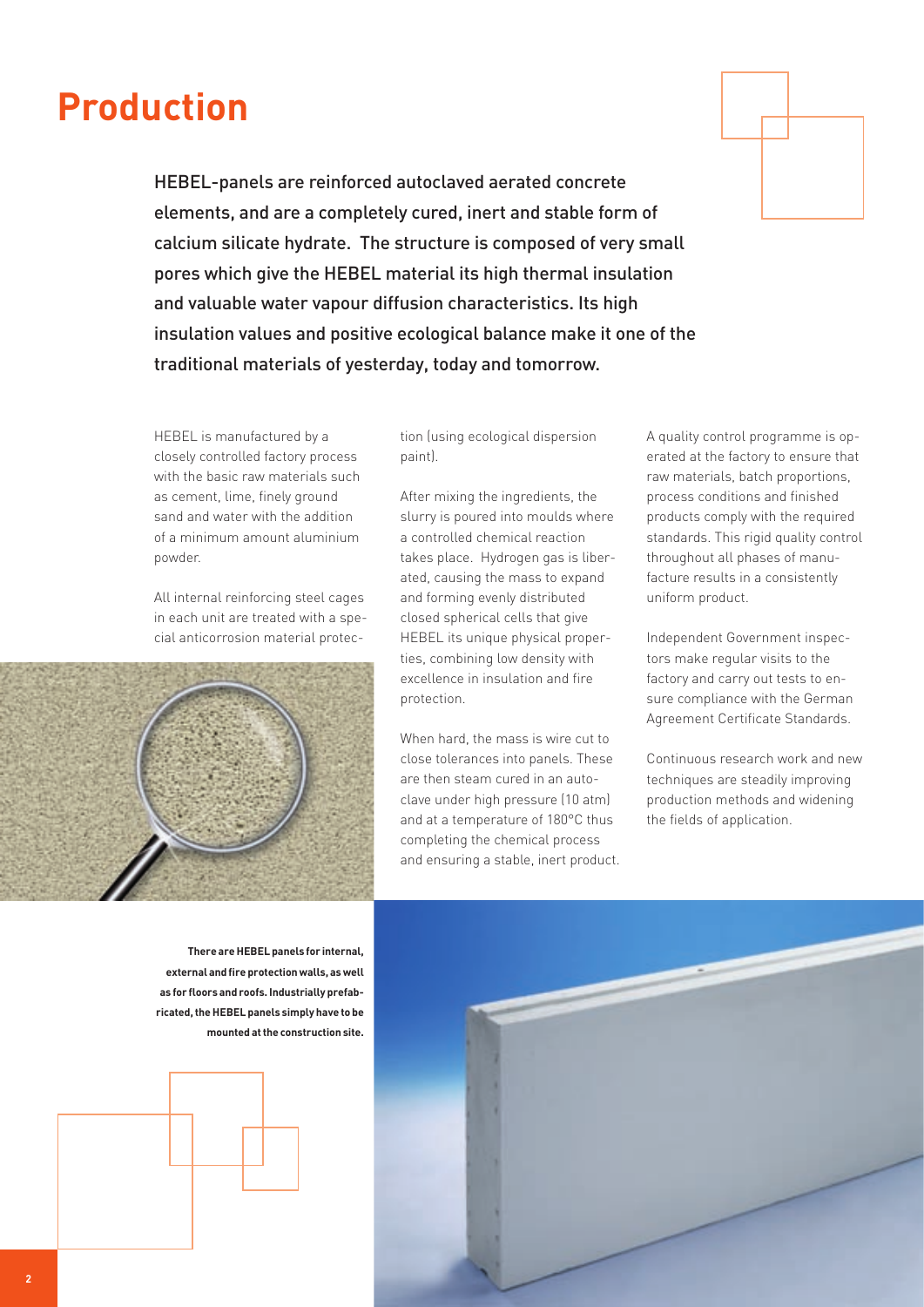# Production

HEBEL-panels are reinforced autoclaved aerated concrete elements, and are a completely cured, inert and stable form of calcium silicate hydrate. The structure is composed of very small pores which give the HEBEL material its high thermal insulation and valuable water vapour diffusion characteristics. Its high insulation values and positive ecological balance make it one of the traditional materials of yesterday, today and tomorrow.

HEBEL is manufactured by a closely controlled factory process with the basic raw materials such as cement, lime, finely ground sand and water with the addition of a minimum amount aluminium powder.

All internal reinforcing steel cages in each unit are treated with a special anticorrosion material protection (using ecological dispersion paint).

After mixing the ingredients, the slurry is poured into moulds where a controlled chemical reaction takes place. Hydrogen gas is liberated, causing the mass to expand and forming evenly distributed closed spherical cells that give HEBEL its unique physical properties, combining low density with excellence in insulation and fire protection.

When hard, the mass is wire cut to close tolerances into panels. These are then steam cured in an autoclave under high pressure (10 atm) and at a temperature of 180°C thus completing the chemical process and ensuring a stable, inert product.

A quality control programme is operated at the factory to ensure that raw materials, batch proportions, process conditions and finished products comply with the required standards. This rigid quality control throughout all phases of manufacture results in a consistently uniform product.

Independent Government inspectors make regular visits to the factory and carry out tests to ensure compliance with the German Agreement Certificate Standards.

Continuous research work and new techniques are steadily improving production methods and widening the fields of application.

**There are HEBEL panels for internal, external and fire protection walls, as well as for floors and roofs. Industrially prefabricated, the HEBEL panels simply have to be mounted at the construction site.**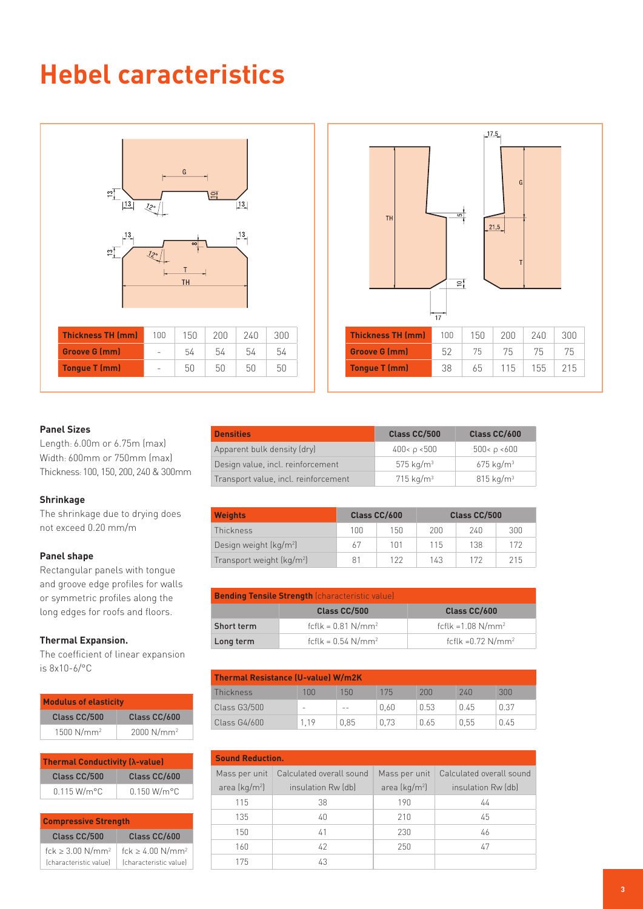# Hebel caracteristics

| Thickness TH (mm) | 100 | 150 | 200 | 240 | 300 |
|---|---|---|---|---|---|
| Groove G (mm) | - | 54 | 54 | 54 | 54 |
| Tongue T (mm) | - | 50 | 50 | 50 | 50 |

| Thickness TH (mm) | 100 | 150 | 200 | 240 | 300 |
|---|---|---|---|---|---|
| Groove G (mm) | 52 | 75 | 75 | 75 | 75 |
| Tongue T (mm) | 38 | 65 | 115 | 155 | 215 |

### Panel Sizes

Length: 6.00m or 6.75m (max)
Width: 600mm or 750mm (max)
Thickness: 100, 150, 200, 240 & 300mm

### Shrinkage

The shrinkage due to drying does not exceed 0.20 mm/m

### Panel shape

Rectangular panels with tongue and groove edge profiles for walls or symmetric profiles along the long edges for roofs and floors.

### Thermal Expansion.

The coefficient of linear expansion is 8x10-6/°C

| Modulus of elasticity | |
|---|---|
| Class CC/500 | Class CC/600 |
| 1500 N/mm² | 2000 N/mm² |

| Thermal Conductivity (λ-value) | |
|---|---|
| Class CC/500 | Class CC/600 |
| 0.115 W/m°C | 0.150 W/m°C |

| Compressive Strength | |
|---|---|
| Class CC/500 | Class CC/600 |
| fck ≥ 3.00 N/mm² (characteristic value) | fck ≥ 4.00 N/mm² (characteristic value) |

| Densities | Class CC/500 | Class CC/600 |
|---|---|---|
| Apparent bulk density (dry) | 400< ρ <500 | 500< ρ <600 |
| Design value, incl. reinforcement | 575 kg/m³ | 675 kg/m³ |
| Transport value, incl. reinforcement | 715 kg/m³ | 815 kg/m³ |

| Weights | Class CC/600 | | Class CC/500 | | |
|---|---|---|---|---|---|
| Thickness | 100 | 150 | 200 | 240 | 300 |
| Design weight (kg/m²) | 67 | 101 | 115 | 138 | 172 |
| Transport weight (kg/m²) | 81 | 122 | 143 | 172 | 215 |

| Bending Tensile Strength (characteristic value) | | |
|---|---|---|
| | Class CC/500 | Class CC/600 |
| Short term | fcflk = 0.81 N/mm² | fcflk =1.08 N/mm² |
| Long term | fcflk = 0.54 N/mm² | fcflk =0.72 N/mm² |

| Thermal Resistance (U-value) W/m2K | | | | | | |
|---|---|---|---|---|---|---|
| Thickness | 100 | 150 | 175 | 200 | 240 | 300 |
| Class G3/500 | - | -- | 0,60 | 0.53 | 0.45 | 0.37 |
| Class G4/600 | 1,19 | 0,85 | 0,73 | 0.65 | 0,55 | 0.45 |

| Sound Reduction. | | | |
|---|---|---|---|
| Mass per unit area (kg/m²) | Calculated overall sound insulation Rw (db) | Mass per unit area (kg/m²) | Calculated overall sound insulation Rw (db) |
| 115 | 38 | 190 | 44 |
| 135 | 40 | 210 | 45 |
| 150 | 41 | 230 | 46 |
| 160 | 42 | 250 | 47 |
| 175 | 43 | | |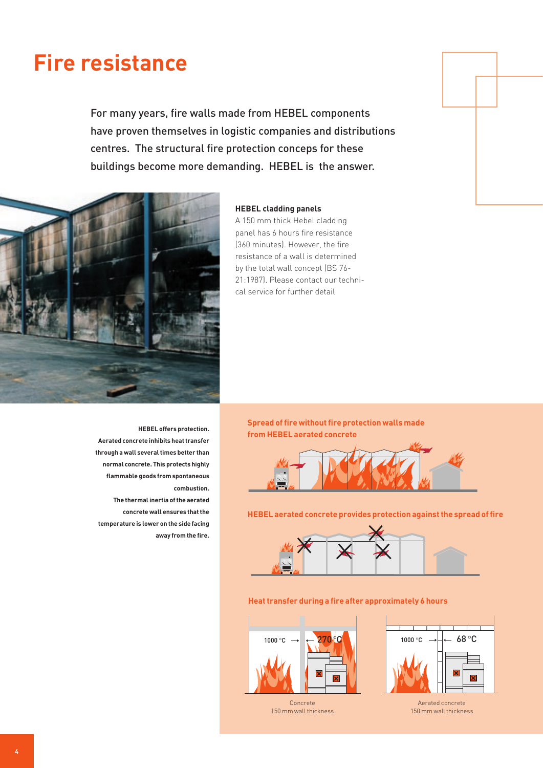# Fire resistance

For many years, fire walls made from HEBEL components have proven themselves in logistic companies and distributions centres. The structural fire protection conceps for these buildings become more demanding. HEBEL is the answer.

**HEBEL cladding panels**

A 150 mm thick Hebel cladding panel has 6 hours fire resistance (360 minutes). However, the fire resistance of a wall is determined by the total wall concept (BS 76-21:1987). Please contact our technical service for further detail

**HEBEL offers protection.**
**Aerated concrete inhibits heat transfer through a wall several times better than normal concrete. This protects highly flammable goods from spontaneous combustion.**
**The thermal inertia of the aerated concrete wall ensures that the temperature is lower on the side facing away from the fire.**

**Spread of fire without fire protection walls made from HEBEL aerated concrete**

**HEBEL aerated concrete provides protection against the spread of fire**

**Heat transfer during a fire after approximately 6 hours**

1000 °C → ← 270 °C

Concrete
150 mm wall thickness

1000 °C → ← 68 °C

Aerated concrete
150 mm wall thickness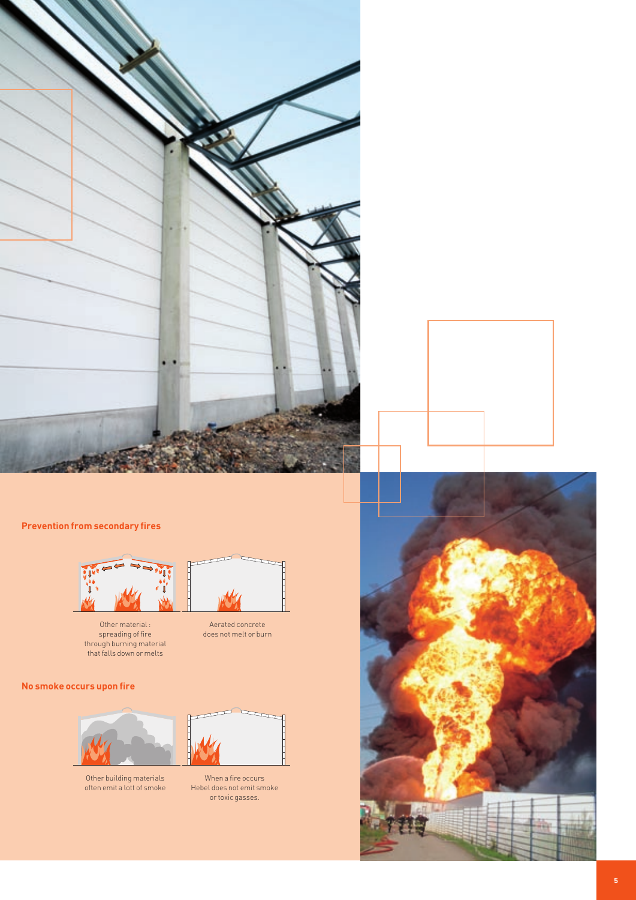## Prevention from secondary fires

Other material : spreading of fire through burning material that falls down or melts

Aerated concrete does not melt or burn

## No smoke occurs upon fire

Other building materials often emit a lott of smoke

When a fire occurs Hebel does not emit smoke or toxic gasses.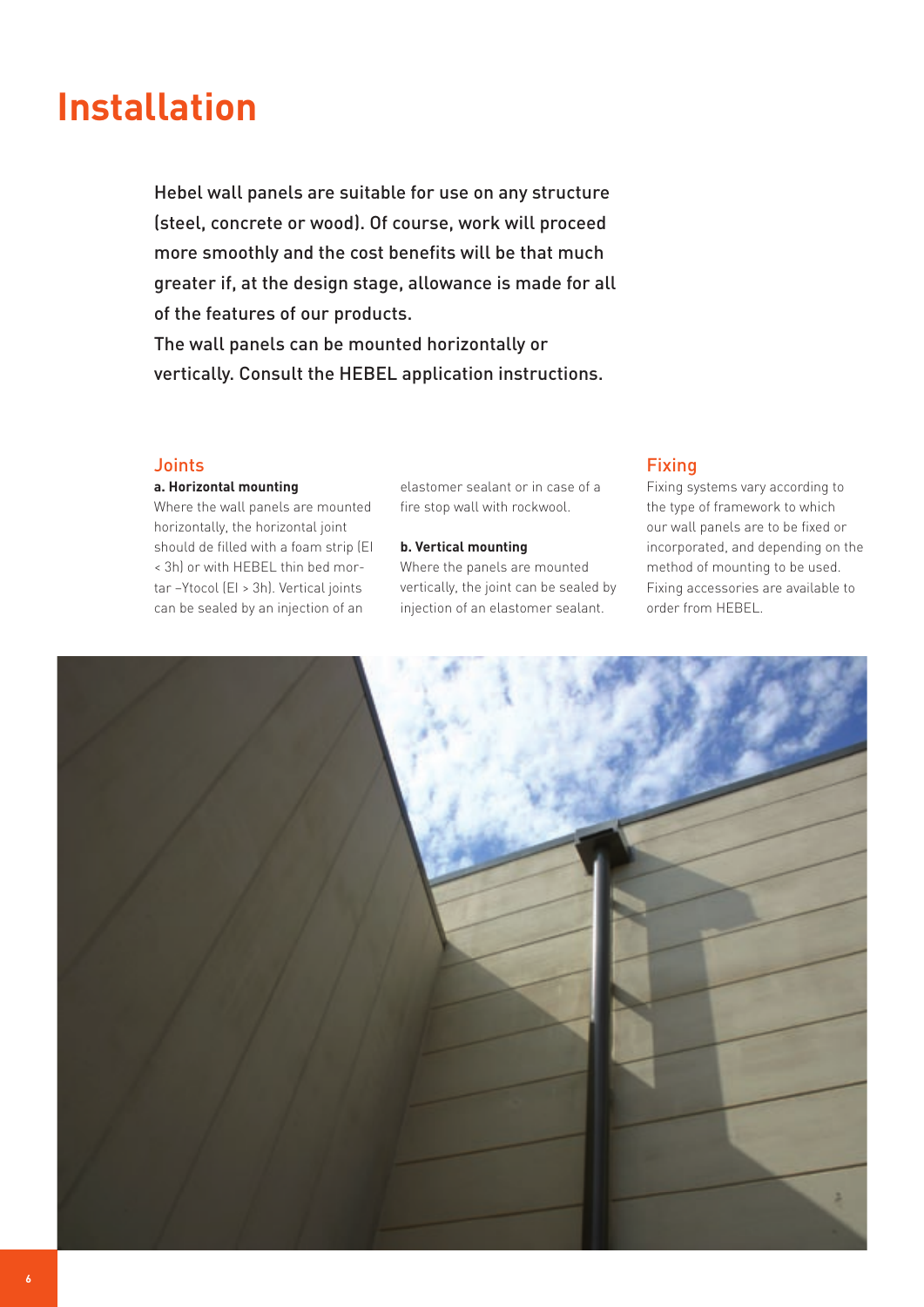# Installation

Hebel wall panels are suitable for use on any structure (steel, concrete or wood). Of course, work will proceed more smoothly and the cost benefits will be that much greater if, at the design stage, allowance is made for all of the features of our products.
The wall panels can be mounted horizontally or vertically. Consult the HEBEL application instructions.

## Joints

**a. Horizontal mounting**
Where the wall panels are mounted horizontally, the horizontal joint should de filled with a foam strip (EI < 3h) or with HEBEL thin bed mortar –Ytocol (EI > 3h). Vertical joints can be sealed by an injection of an elastomer sealant or in case of a fire stop wall with rockwool.

**b. Vertical mounting**
Where the panels are mounted vertically, the joint can be sealed by injection of an elastomer sealant.

## Fixing

Fixing systems vary according to the type of framework to which our wall panels are to be fixed or incorporated, and depending on the method of mounting to be used. Fixing accessories are available to order from HEBEL.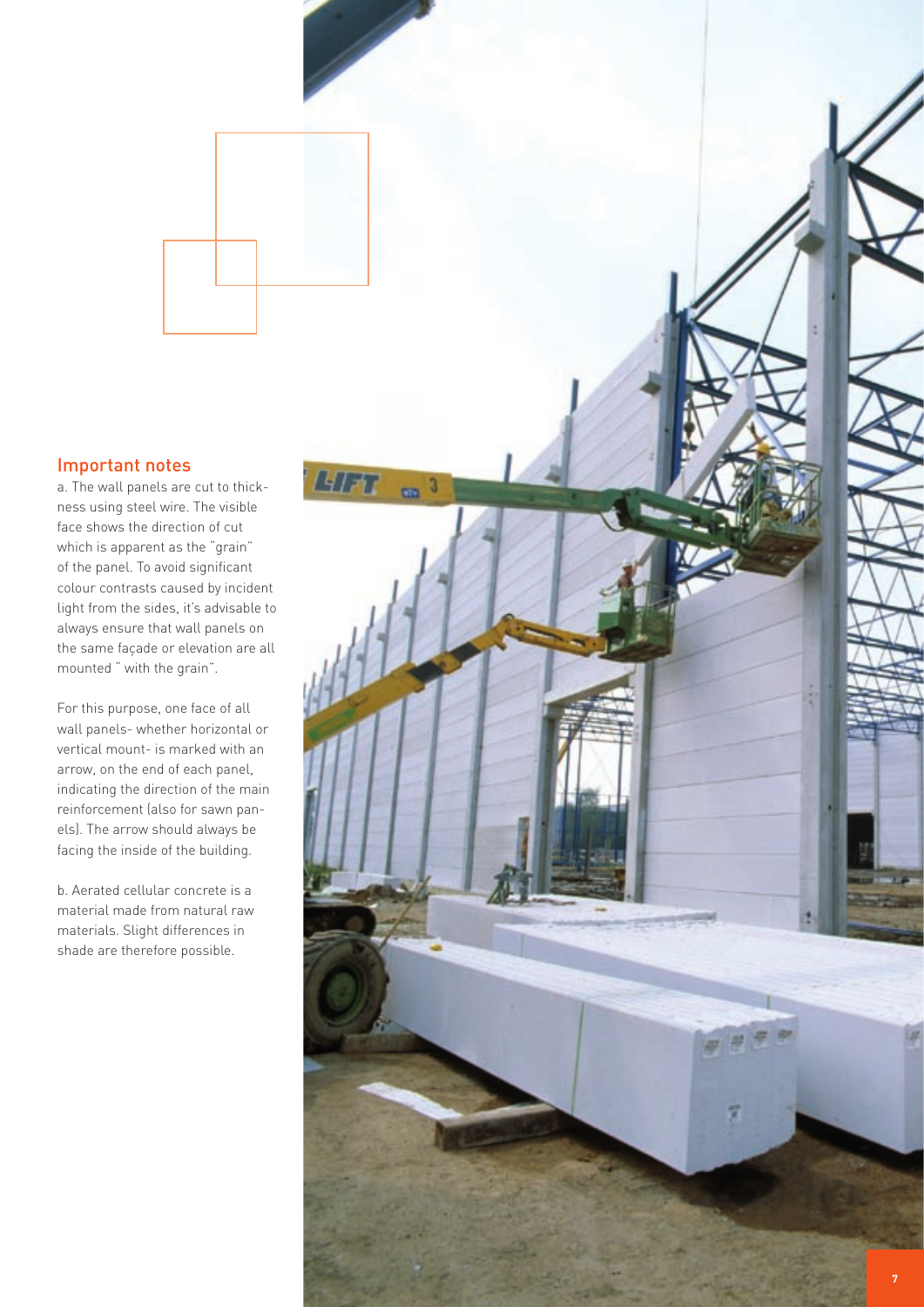## Important notes

a. The wall panels are cut to thickness using steel wire. The visible face shows the direction of cut which is apparent as the "grain" of the panel. To avoid significant colour contrasts caused by incident light from the sides, it's advisable to always ensure that wall panels on the same façade or elevation are all mounted " with the grain".

For this purpose, one face of all wall panels- whether horizontal or vertical mount- is marked with an arrow, on the end of each panel, indicating the direction of the main reinforcement (also for sawn panels). The arrow should always be facing the inside of the building.

b. Aerated cellular concrete is a material made from natural raw materials. Slight differences in shade are therefore possible.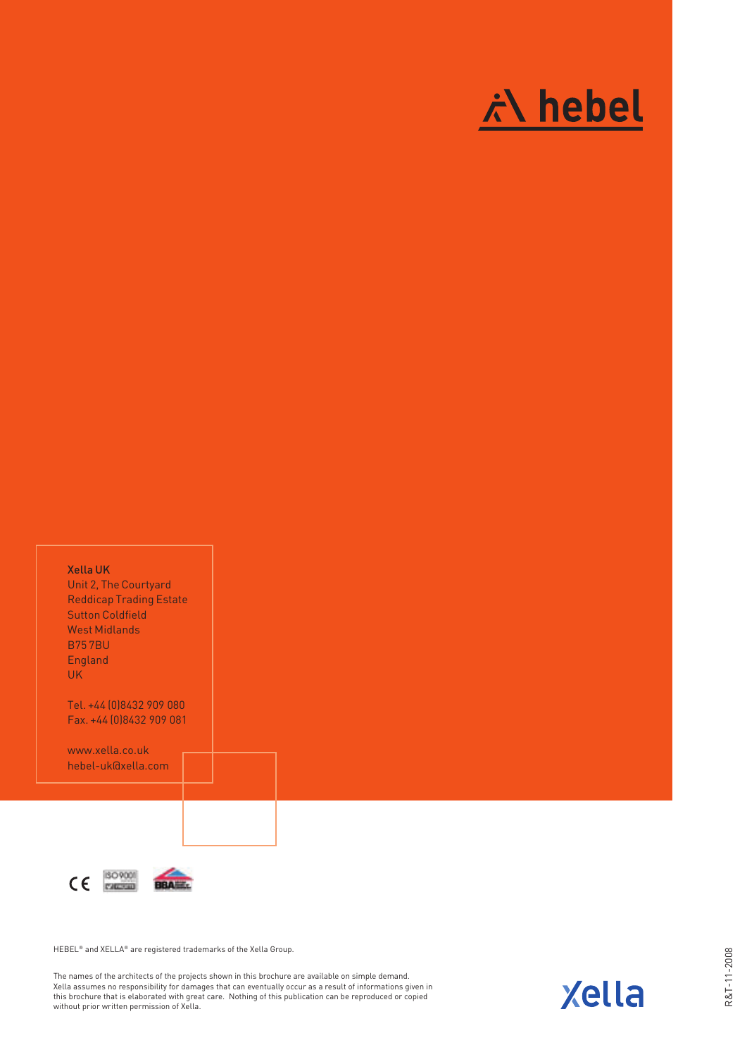hebel

**Xella UK**
Unit 2, The Courtyard
Reddicap Trading Estate
Sutton Coldfield
West Midlands
B75 7BU
England
UK

Tel. +44 (0)8432 909 080
Fax. +44 (0)8432 909 081

www.xella.co.uk
hebel-uk@xella.com

HEBEL® and XELLA® are registered trademarks of the Xella Group.

The names of the architects of the projects shown in this brochure are available on simple demand.
Xella assumes no responsibility for damages that can eventually occur as a result of informations given in this brochure that is elaborated with great care. Nothing of this publication can be reproduced or copied without prior written permission of Xella.

Xella

R&T-11-2008